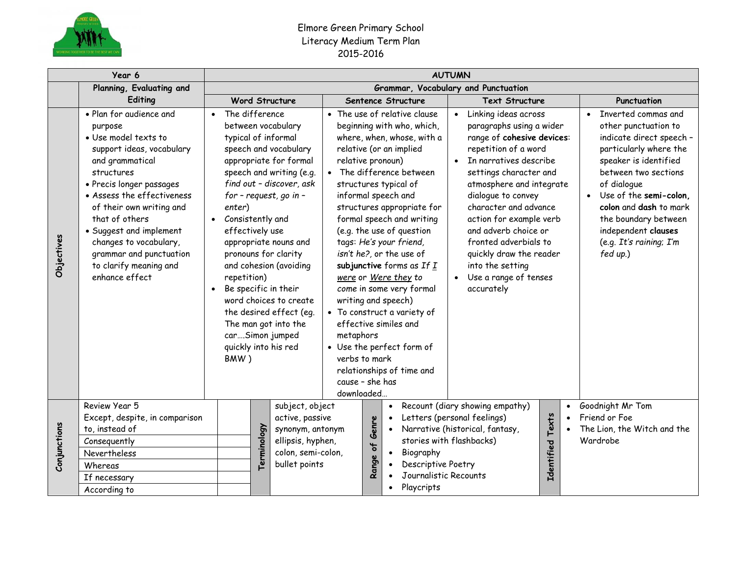# Elmore Green Primary School
## Literacy Medium Term Plan
## 2015-2016

| Year 6 | AUTUMN | | | | |
|---|---|---|---|---|---|
| | **Planning, Evaluating and Editing** | **Grammar, Vocabulary and Punctuation** | | | |
| | | **Word Structure** | **Sentence Structure** | **Text Structure** | **Punctuation** |
| **Objectives** | • Plan for audience and purpose<br>• Use model texts to support ideas, vocabulary and grammatical structures<br>• Precis longer passages<br>• Assess the effectiveness of their own writing and that of others<br>• Suggest and implement changes to vocabulary, grammar and punctuation to clarify meaning and enhance effect | • The difference between vocabulary typical of informal speech and vocabulary appropriate for formal speech and writing (e.g. *find out – discover, ask for – request, go in – enter*)<br>• Consistently and effectively use appropriate nouns and pronouns for clarity and cohesion (avoiding repetition)<br>• Be specific in their word choices to create the desired effect (eg. The man got into the car….Simon jumped quickly into his red BMW ) | • The use of relative clause beginning with who, which, where, when, whose, with a relative (or an implied relative pronoun)<br>• The difference between structures typical of informal speech and structures appropriate for formal speech and writing (e.g. the use of question tags: *He's your friend, isn't he?*, or the use of **subjunctive** forms as *If I were* or *Were they to come* in some very formal writing and speech)<br>• To construct a variety of effective similes and metaphors<br>• Use the perfect form of verbs to mark relationships of time and cause – she has downloaded… | • Linking ideas across paragraphs using a wider range of **cohesive devices**: repetition of a word<br>• In narratives describe settings character and atmosphere and integrate dialogue to convey character and advance action for example verb and adverb choice or fronted adverbials to quickly draw the reader into the setting<br>• Use a range of tenses accurately | • Inverted commas and other punctuation to indicate direct speech – particularly where the speaker is identified between two sections of dialogue<br>• Use of the **semi-colon, colon** and **dash** to mark the boundary between independent **clauses** (e.g. *It's raining; I'm fed up.*) |

| **Conjunctions** | | **Terminology** | | **Range of Genre** | | **Identified Texts** | |
|---|---|---|---|---|---|---|---|
| Review Year 5<br>Except, despite, in comparison to, instead of | | | subject, object<br>active, passive<br>synonym, antonym<br>ellipsis, hyphen,<br>colon, semi-colon,<br>bullet points | | • Recount (diary showing empathy)<br>• Letters (personal feelings)<br>• Narrative (historical, fantasy, stories with flashbacks)<br>• Biography<br>• Descriptive Poetry<br>• Journalistic Recounts<br>• Playcripts | | • Goodnight Mr Tom<br>• Friend or Foe<br>• The Lion, the Witch and the Wardrobe |
| Consequently | | | | | | | |
| Nevertheless | | | | | | | |
| Whereas | | | | | | | |
| If necessary | | | | | | | |
| According to | | | | | | | |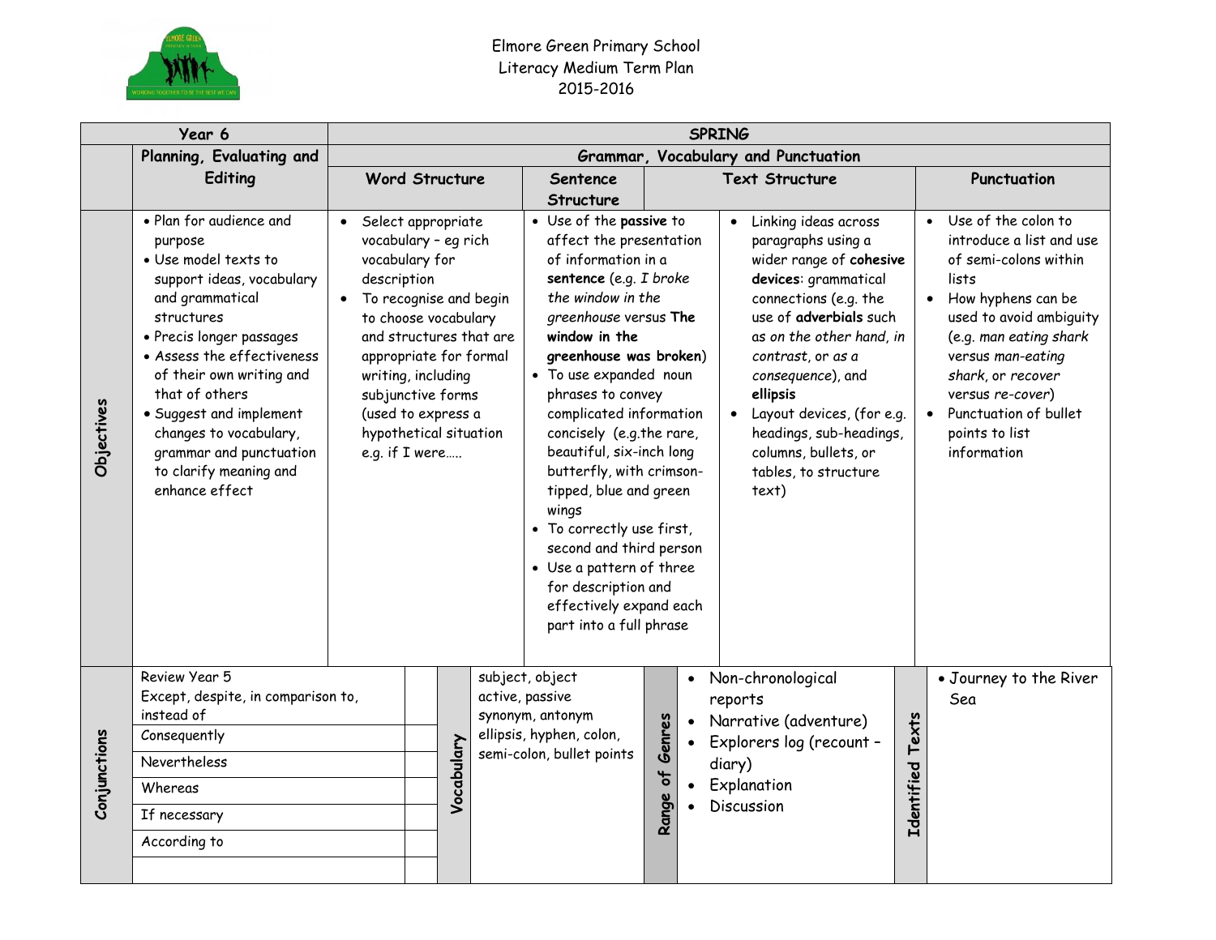Elmore Green Primary School
Literacy Medium Term Plan
2015-2016

| Year 6 | | SPRING | | | |
|---|---|---|---|---|---|
| | Planning, Evaluating and Editing | Grammar, Vocabulary and Punctuation | | | |
| | | Word Structure | Sentence Structure | Text Structure | Punctuation |
| **Objectives** | • Plan for audience and purpose<br>• Use model texts to support ideas, vocabulary and grammatical structures<br>• Precis longer passages<br>• Assess the effectiveness of their own writing and that of others<br>• Suggest and implement changes to vocabulary, grammar and punctuation to clarify meaning and enhance effect | • Select appropriate vocabulary – eg rich vocabulary for description<br>• To recognise and begin to choose vocabulary and structures that are appropriate for formal writing, including subjunctive forms (used to express a hypothetical situation e.g. if I were….. | • Use of the **passive** to affect the presentation of information in a **sentence** (e.g. *I broke the window in the greenhouse* versus **The window in the greenhouse was broken**)<br>• To use expanded noun phrases to convey complicated information concisely (e.g.the rare, beautiful, six-inch long butterfly, with crimson-tipped, blue and green wings<br>• To correctly use first, second and third person<br>• Use a pattern of three for description and effectively expand each part into a full phrase | • Linking ideas across paragraphs using a wider range of **cohesive devices**: grammatical connections (e.g. the use of **adverbials** such as *on the other hand*, *in contrast*, or *as a consequence*), and **ellipsis**<br>• Layout devices, (for e.g. headings, sub-headings, columns, bullets, or tables, to structure text) | • Use of the colon to introduce a list and use of semi-colons within lists<br>• How hyphens can be used to avoid ambiguity (e.g. *man eating shark* versus *man-eating shark*, or *recover* versus *re-cover*)<br>• Punctuation of bullet points to list information |

| Conjunctions | | Vocabulary | | Range of Genres | | Identified Texts | |
|---|---|---|---|---|---|---|---|
| | Review Year 5<br>Except, despite, in comparison to, instead of<br>Consequently<br>Nevertheless<br>Whereas<br>If necessary<br>According to | | subject, object<br>active, passive<br>synonym, antonym<br>ellipsis, hyphen, colon, semi-colon, bullet points | | • Non-chronological reports<br>• Narrative (adventure)<br>• Explorers log (recount – diary)<br>• Explanation<br>• Discussion | | • Journey to the River Sea |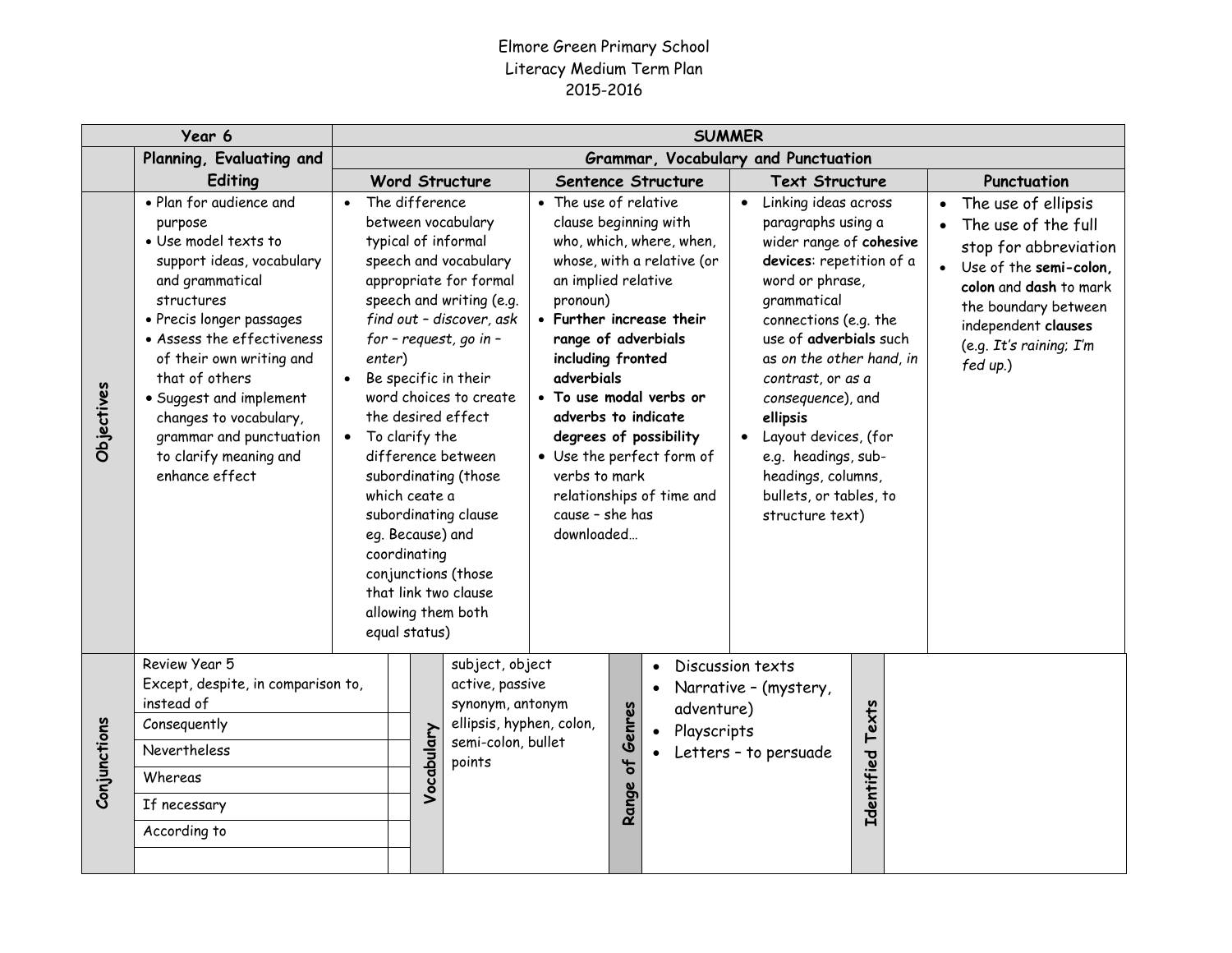Elmore Green Primary School
Literacy Medium Term Plan
2015-2016

| Year 6 | | SUMMER | | | |
|---|---|---|---|---|---|
| | **Planning, Evaluating and Editing** | **Grammar, Vocabulary and Punctuation** | | | |
| | | **Word Structure** | **Sentence Structure** | **Text Structure** | **Punctuation** |
| **Objectives** | • Plan for audience and purpose<br>• Use model texts to support ideas, vocabulary and grammatical structures<br>• Precis longer passages<br>• Assess the effectiveness of their own writing and that of others<br>• Suggest and implement changes to vocabulary, grammar and punctuation to clarify meaning and enhance effect | • The difference between vocabulary typical of informal speech and vocabulary appropriate for formal speech and writing (e.g. *find out – discover, ask for – request, go in – enter*)<br>• Be specific in their word choices to create the desired effect<br>• To clarify the difference between subordinating (those which ceate a subordinating clause eg. Because) and coordinating conjunctions (those that link two clause allowing them both equal status) | • The use of relative clause beginning with who, which, where, when, whose, with a relative (or an implied relative pronoun)<br>• **Further increase their range of adverbials including fronted adverbials**<br>• **To use modal verbs or adverbs to indicate degrees of possibility**<br>• Use the perfect form of verbs to mark relationships of time and cause – she has downloaded… | • Linking ideas across paragraphs using a wider range of **cohesive devices**: repetition of a word or phrase, grammatical connections (e.g. the use of **adverbials** such as *on the other hand, in contrast*, or *as a consequence*), and **ellipsis**<br>• Layout devices, (for e.g. headings, sub-headings, columns, bullets, or tables, to structure text) | • The use of ellipsis<br>• The use of the full stop for abbreviation<br>• Use of the **semi-colon, colon** and **dash** to mark the boundary between independent **clauses** (e.g. *It's raining; I'm fed up.*) |

| | | | | | | | |
|---|---|---|---|---|---|---|---|
| **Conjunctions** | Review Year 5<br>Except, despite, in comparison to, instead of<br>Consequently<br>Nevertheless<br>Whereas<br>If necessary<br>According to | **Vocabulary** | subject, object<br>active, passive<br>synonym, antonym<br>ellipsis, hyphen, colon, semi-colon, bullet points | **Range of Genres** | • Discussion texts<br>• Narrative – (mystery, adventure)<br>• Playscripts<br>• Letters – to persuade | **Identified Texts** | |